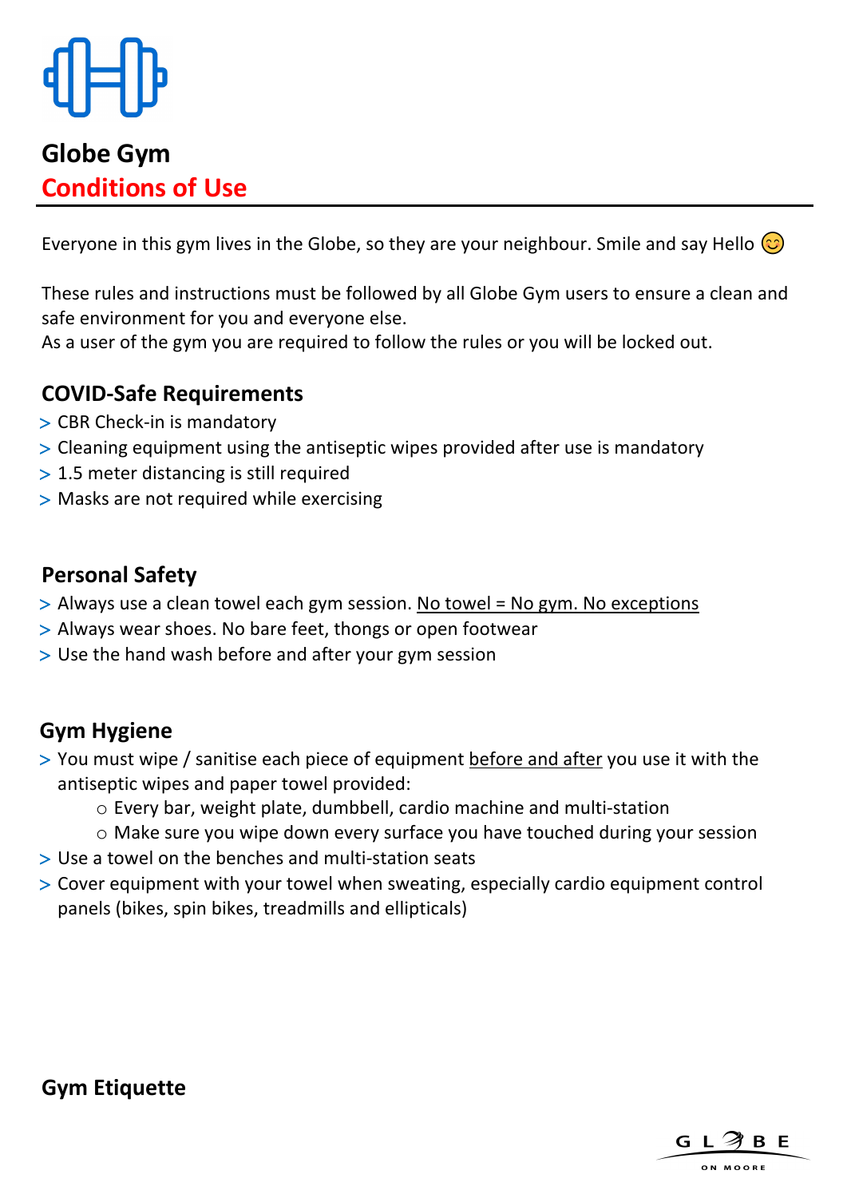# Globe Gym
## Conditions of Use

Everyone in this gym lives in the Globe, so they are your neighbour. Smile and say Hello 😊

These rules and instructions must be followed by all Globe Gym users to ensure a clean and safe environment for you and everyone else.
As a user of the gym you are required to follow the rules or you will be locked out.

### COVID-Safe Requirements

- CBR Check-in is mandatory
- Cleaning equipment using the antiseptic wipes provided after use is mandatory
- 1.5 meter distancing is still required
- Masks are not required while exercising

### Personal Safety

- Always use a clean towel each gym session. <u>No towel = No gym. No exceptions</u>
- Always wear shoes. No bare feet, thongs or open footwear
- Use the hand wash before and after your gym session

### Gym Hygiene

- You must wipe / sanitise each piece of equipment <u>before and after</u> you use it with the antiseptic wipes and paper towel provided:
  - Every bar, weight plate, dumbbell, cardio machine and multi-station
  - Make sure you wipe down every surface you have touched during your session
- Use a towel on the benches and multi-station seats
- Cover equipment with your towel when sweating, especially cardio equipment control panels (bikes, spin bikes, treadmills and ellipticals)

### Gym Etiquette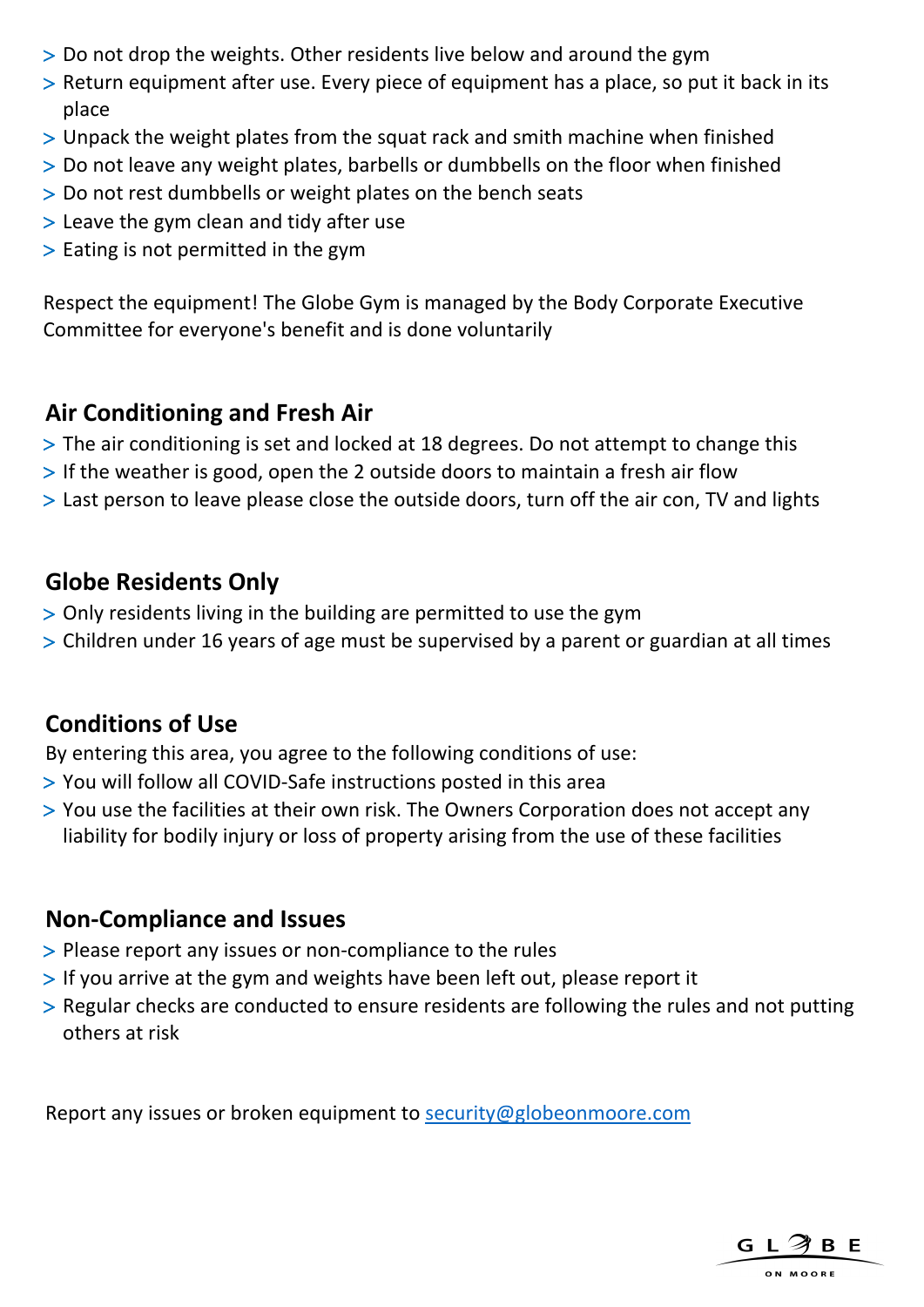- Do not drop the weights. Other residents live below and around the gym
- Return equipment after use. Every piece of equipment has a place, so put it back in its place
- Unpack the weight plates from the squat rack and smith machine when finished
- Do not leave any weight plates, barbells or dumbbells on the floor when finished
- Do not rest dumbbells or weight plates on the bench seats
- Leave the gym clean and tidy after use
- Eating is not permitted in the gym

Respect the equipment! The Globe Gym is managed by the Body Corporate Executive Committee for everyone's benefit and is done voluntarily

## Air Conditioning and Fresh Air

- The air conditioning is set and locked at 18 degrees. Do not attempt to change this
- If the weather is good, open the 2 outside doors to maintain a fresh air flow
- Last person to leave please close the outside doors, turn off the air con, TV and lights

## Globe Residents Only

- Only residents living in the building are permitted to use the gym
- Children under 16 years of age must be supervised by a parent or guardian at all times

## Conditions of Use

By entering this area, you agree to the following conditions of use:

- You will follow all COVID-Safe instructions posted in this area
- You use the facilities at their own risk. The Owners Corporation does not accept any liability for bodily injury or loss of property arising from the use of these facilities

## Non-Compliance and Issues

- Please report any issues or non-compliance to the rules
- If you arrive at the gym and weights have been left out, please report it
- Regular checks are conducted to ensure residents are following the rules and not putting others at risk

Report any issues or broken equipment to security@globeonmoore.com

GLOBE ON MOORE